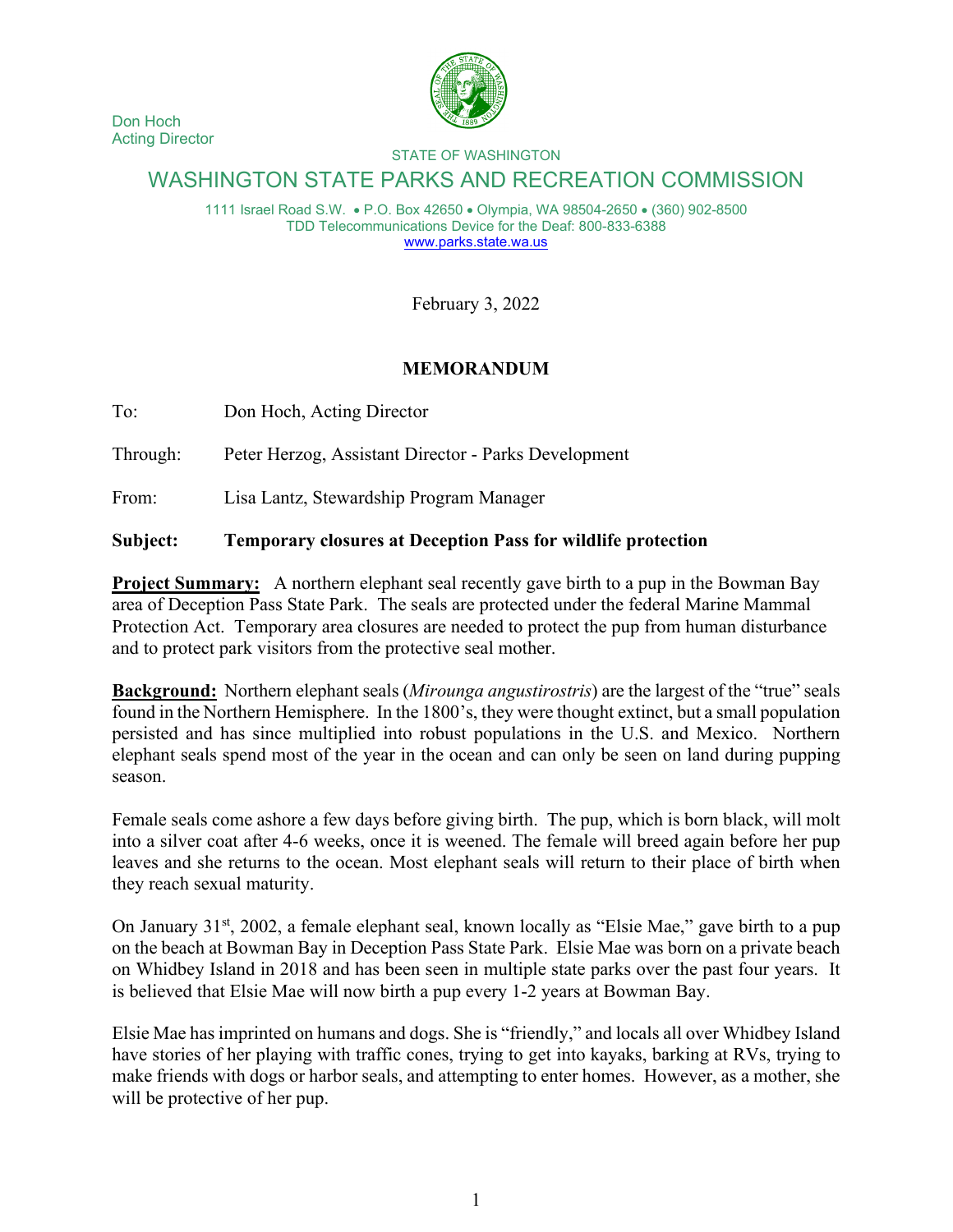Don Hoch
Acting Director

STATE OF WASHINGTON

# WASHINGTON STATE PARKS AND RECREATION COMMISSION

1111 Israel Road S.W. • P.O. Box 42650 • Olympia, WA 98504-2650 • (360) 902-8500
TDD Telecommunications Device for the Deaf: 800-833-6388
www.parks.state.wa.us

February 3, 2022

## MEMORANDUM

To: Don Hoch, Acting Director

Through: Peter Herzog, Assistant Director - Parks Development

From: Lisa Lantz, Stewardship Program Manager

**Subject: Temporary closures at Deception Pass for wildlife protection**

**Project Summary:** A northern elephant seal recently gave birth to a pup in the Bowman Bay area of Deception Pass State Park. The seals are protected under the federal Marine Mammal Protection Act. Temporary area closures are needed to protect the pup from human disturbance and to protect park visitors from the protective seal mother.

**Background:** Northern elephant seals (*Mirounga angustirostris*) are the largest of the "true" seals found in the Northern Hemisphere. In the 1800's, they were thought extinct, but a small population persisted and has since multiplied into robust populations in the U.S. and Mexico. Northern elephant seals spend most of the year in the ocean and can only be seen on land during pupping season.

Female seals come ashore a few days before giving birth. The pup, which is born black, will molt into a silver coat after 4-6 weeks, once it is weened. The female will breed again before her pup leaves and she returns to the ocean. Most elephant seals will return to their place of birth when they reach sexual maturity.

On January 31st, 2002, a female elephant seal, known locally as "Elsie Mae," gave birth to a pup on the beach at Bowman Bay in Deception Pass State Park. Elsie Mae was born on a private beach on Whidbey Island in 2018 and has been seen in multiple state parks over the past four years. It is believed that Elsie Mae will now birth a pup every 1-2 years at Bowman Bay.

Elsie Mae has imprinted on humans and dogs. She is "friendly," and locals all over Whidbey Island have stories of her playing with traffic cones, trying to get into kayaks, barking at RVs, trying to make friends with dogs or harbor seals, and attempting to enter homes. However, as a mother, she will be protective of her pup.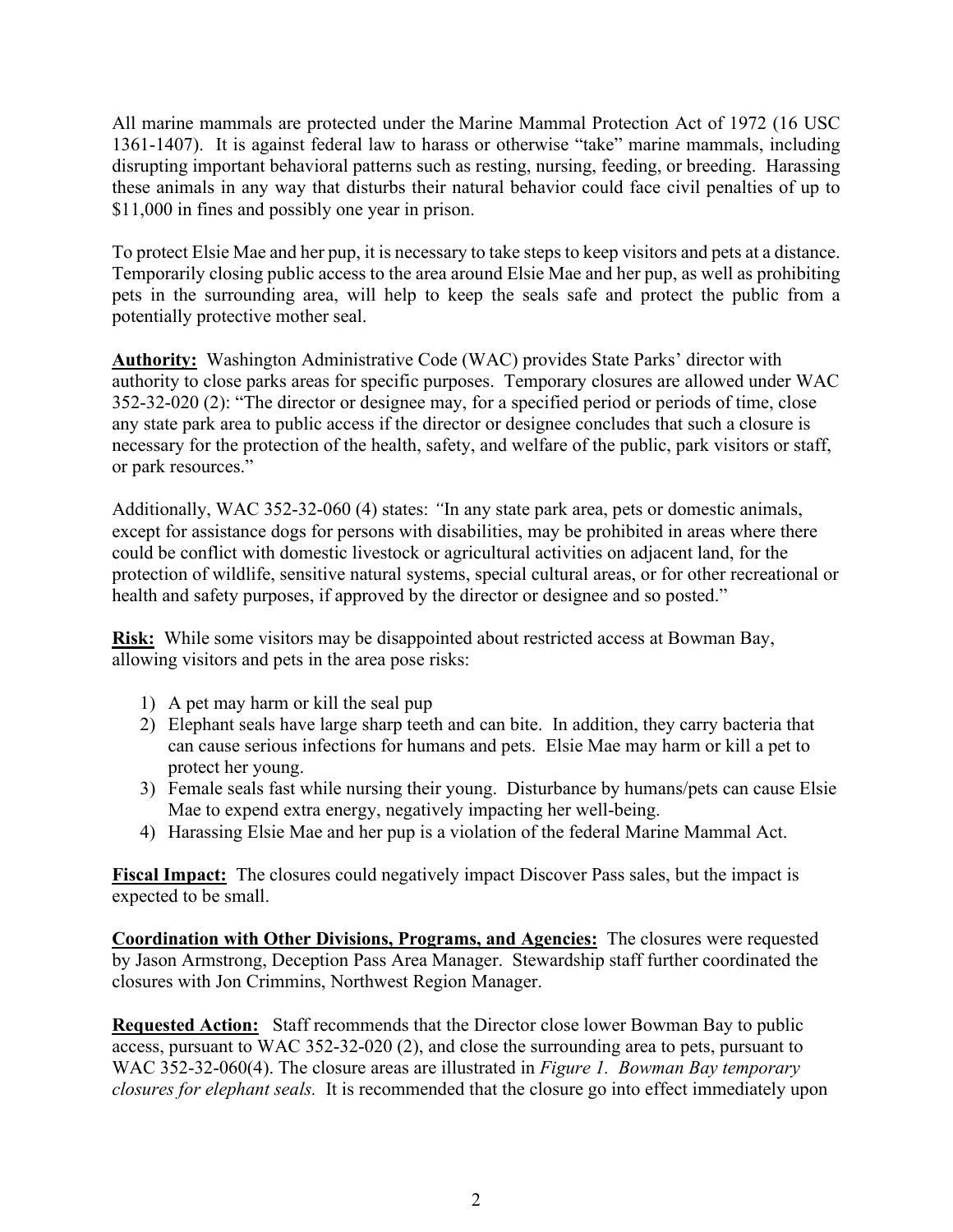All marine mammals are protected under the Marine Mammal Protection Act of 1972 (16 USC 1361-1407). It is against federal law to harass or otherwise "take" marine mammals, including disrupting important behavioral patterns such as resting, nursing, feeding, or breeding. Harassing these animals in any way that disturbs their natural behavior could face civil penalties of up to $11,000 in fines and possibly one year in prison.

To protect Elsie Mae and her pup, it is necessary to take steps to keep visitors and pets at a distance. Temporarily closing public access to the area around Elsie Mae and her pup, as well as prohibiting pets in the surrounding area, will help to keep the seals safe and protect the public from a potentially protective mother seal.

**Authority:** Washington Administrative Code (WAC) provides State Parks' director with authority to close parks areas for specific purposes. Temporary closures are allowed under WAC 352-32-020 (2): "The director or designee may, for a specified period or periods of time, close any state park area to public access if the director or designee concludes that such a closure is necessary for the protection of the health, safety, and welfare of the public, park visitors or staff, or park resources."

Additionally, WAC 352-32-060 (4) states: *"*In any state park area, pets or domestic animals, except for assistance dogs for persons with disabilities, may be prohibited in areas where there could be conflict with domestic livestock or agricultural activities on adjacent land, for the protection of wildlife, sensitive natural systems, special cultural areas, or for other recreational or health and safety purposes, if approved by the director or designee and so posted."

**Risk:** While some visitors may be disappointed about restricted access at Bowman Bay, allowing visitors and pets in the area pose risks:

1) A pet may harm or kill the seal pup
2) Elephant seals have large sharp teeth and can bite. In addition, they carry bacteria that can cause serious infections for humans and pets. Elsie Mae may harm or kill a pet to protect her young.
3) Female seals fast while nursing their young. Disturbance by humans/pets can cause Elsie Mae to expend extra energy, negatively impacting her well-being.
4) Harassing Elsie Mae and her pup is a violation of the federal Marine Mammal Act.

**Fiscal Impact:** The closures could negatively impact Discover Pass sales, but the impact is expected to be small.

**Coordination with Other Divisions, Programs, and Agencies:** The closures were requested by Jason Armstrong, Deception Pass Area Manager. Stewardship staff further coordinated the closures with Jon Crimmins, Northwest Region Manager.

**Requested Action:** Staff recommends that the Director close lower Bowman Bay to public access, pursuant to WAC 352-32-020 (2), and close the surrounding area to pets, pursuant to WAC 352-32-060(4). The closure areas are illustrated in *Figure 1. Bowman Bay temporary closures for elephant seals.* It is recommended that the closure go into effect immediately upon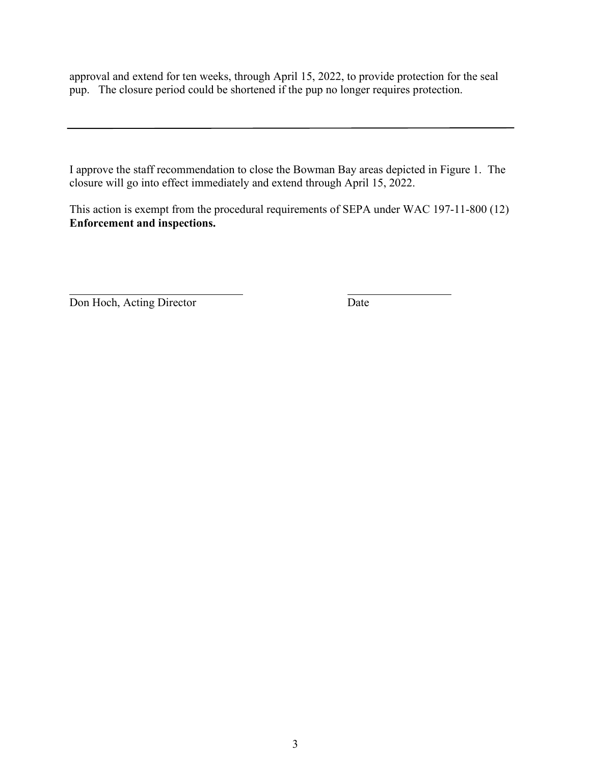approval and extend for ten weeks, through April 15, 2022, to provide protection for the seal pup. The closure period could be shortened if the pup no longer requires protection.

---

I approve the staff recommendation to close the Bowman Bay areas depicted in Figure 1. The closure will go into effect immediately and extend through April 15, 2022.

This action is exempt from the procedural requirements of SEPA under WAC 197-11-800 (12) **Enforcement and inspections.**

\_\_\_\_\_\_\_\_\_\_\_\_\_\_\_\_\_\_\_\_\_\_\_\_\_\_\_\_\_\_ \_\_\_\_\_\_\_\_\_\_\_\_\_\_\_\_\_\_

Don Hoch, Acting Director Date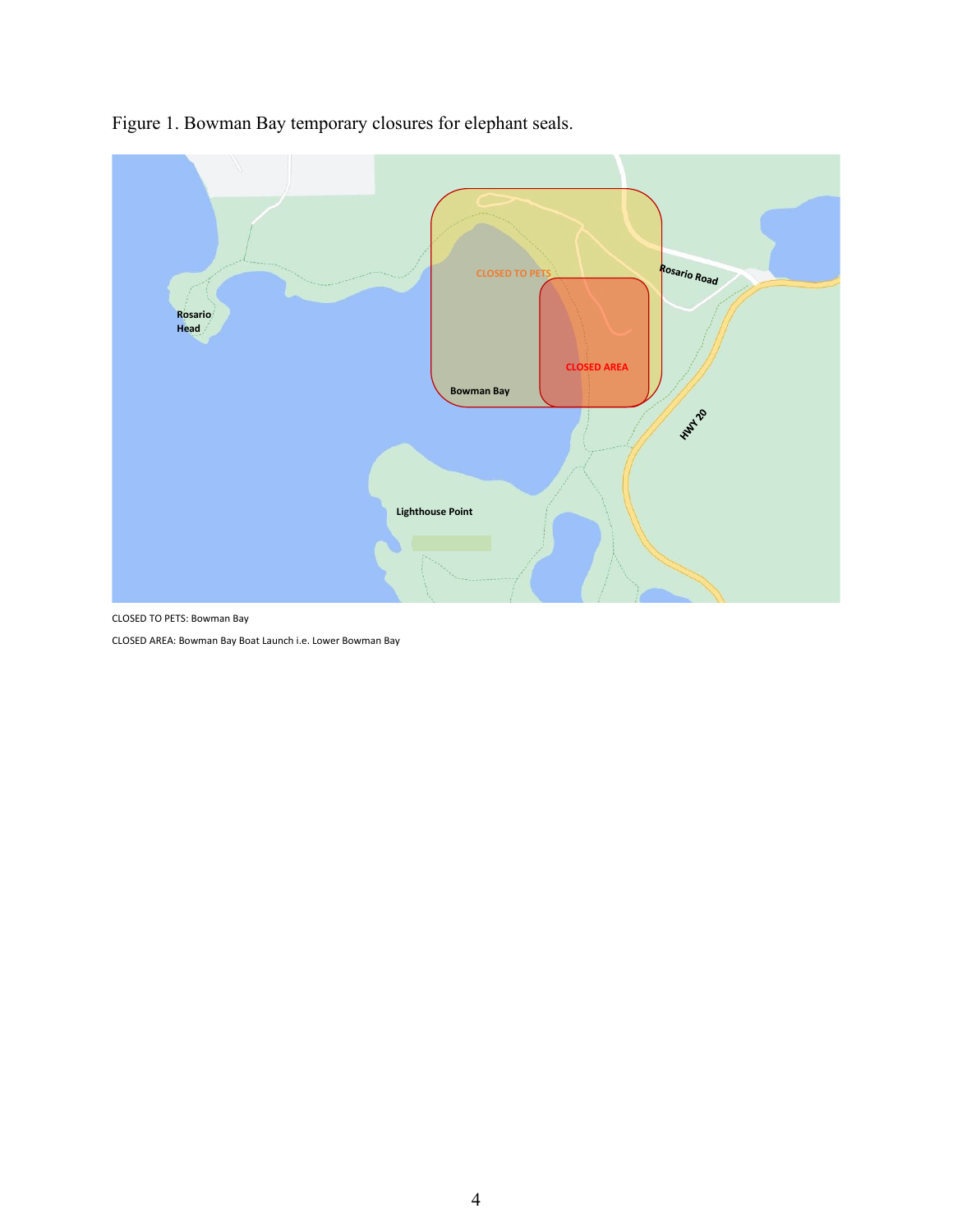Figure 1. Bowman Bay temporary closures for elephant seals.

CLOSED TO PETS

CLOSED AREA

Rosario Road

Rosario Head

Bowman Bay

HWY 20

Lighthouse Point

CLOSED TO PETS: Bowman Bay

CLOSED AREA: Bowman Bay Boat Launch i.e. Lower Bowman Bay